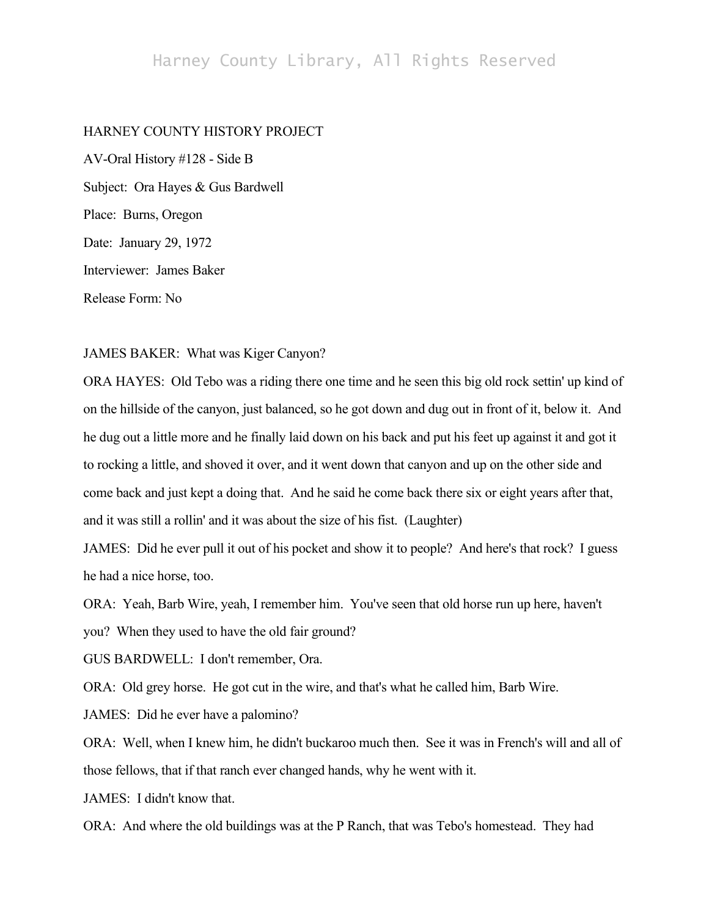HARNEY COUNTY HISTORY PROJECT

AV-Oral History #128 - Side B

Subject: Ora Hayes & Gus Bardwell

Place: Burns, Oregon

Date: January 29, 1972

Interviewer: James Baker

Release Form: No

JAMES BAKER: What was Kiger Canyon?

ORA HAYES: Old Tebo was a riding there one time and he seen this big old rock settin' up kind of on the hillside of the canyon, just balanced, so he got down and dug out in front of it, below it. And he dug out a little more and he finally laid down on his back and put his feet up against it and got it to rocking a little, and shoved it over, and it went down that canyon and up on the other side and come back and just kept a doing that. And he said he come back there six or eight years after that, and it was still a rollin' and it was about the size of his fist. (Laughter)

JAMES: Did he ever pull it out of his pocket and show it to people? And here's that rock? I guess he had a nice horse, too.

ORA: Yeah, Barb Wire, yeah, I remember him. You've seen that old horse run up here, haven't you? When they used to have the old fair ground?

GUS BARDWELL: I don't remember, Ora.

ORA: Old grey horse. He got cut in the wire, and that's what he called him, Barb Wire.

JAMES: Did he ever have a palomino?

ORA: Well, when I knew him, he didn't buckaroo much then. See it was in French's will and all of those fellows, that if that ranch ever changed hands, why he went with it.

JAMES: I didn't know that.

ORA: And where the old buildings was at the P Ranch, that was Tebo's homestead. They had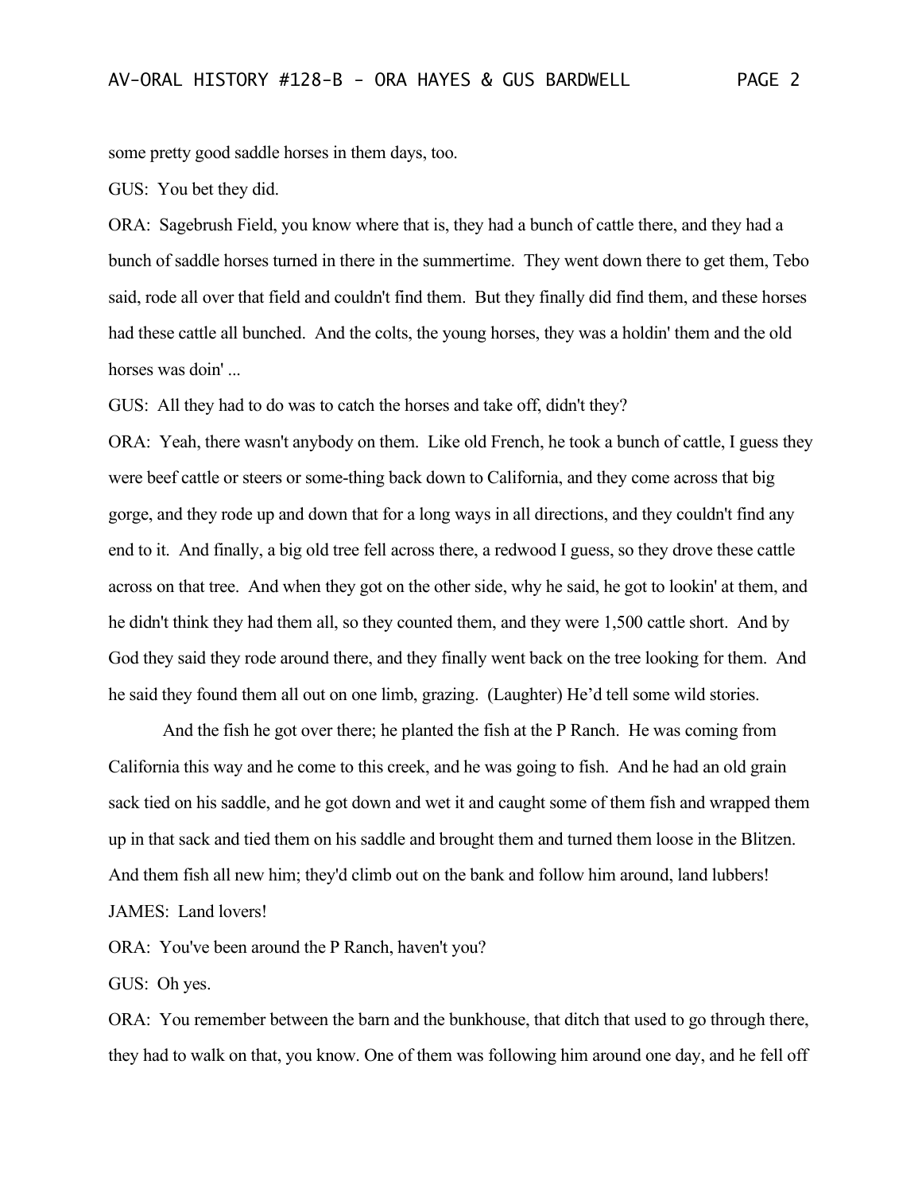some pretty good saddle horses in them days, too.

GUS: You bet they did.

ORA: Sagebrush Field, you know where that is, they had a bunch of cattle there, and they had a bunch of saddle horses turned in there in the summertime. They went down there to get them, Tebo said, rode all over that field and couldn't find them. But they finally did find them, and these horses had these cattle all bunched. And the colts, the young horses, they was a holdin' them and the old horses was doin' ...

GUS: All they had to do was to catch the horses and take off, didn't they?

ORA: Yeah, there wasn't anybody on them. Like old French, he took a bunch of cattle, I guess they were beef cattle or steers or some-thing back down to California, and they come across that big gorge, and they rode up and down that for a long ways in all directions, and they couldn't find any end to it. And finally, a big old tree fell across there, a redwood I guess, so they drove these cattle across on that tree. And when they got on the other side, why he said, he got to lookin' at them, and he didn't think they had them all, so they counted them, and they were 1,500 cattle short. And by God they said they rode around there, and they finally went back on the tree looking for them. And he said they found them all out on one limb, grazing. (Laughter) He'd tell some wild stories.

And the fish he got over there; he planted the fish at the P Ranch. He was coming from California this way and he come to this creek, and he was going to fish. And he had an old grain sack tied on his saddle, and he got down and wet it and caught some of them fish and wrapped them up in that sack and tied them on his saddle and brought them and turned them loose in the Blitzen. And them fish all new him; they'd climb out on the bank and follow him around, land lubbers!

JAMES: Land lovers!

ORA: You've been around the P Ranch, haven't you?

GUS: Oh yes.

ORA: You remember between the barn and the bunkhouse, that ditch that used to go through there, they had to walk on that, you know. One of them was following him around one day, and he fell off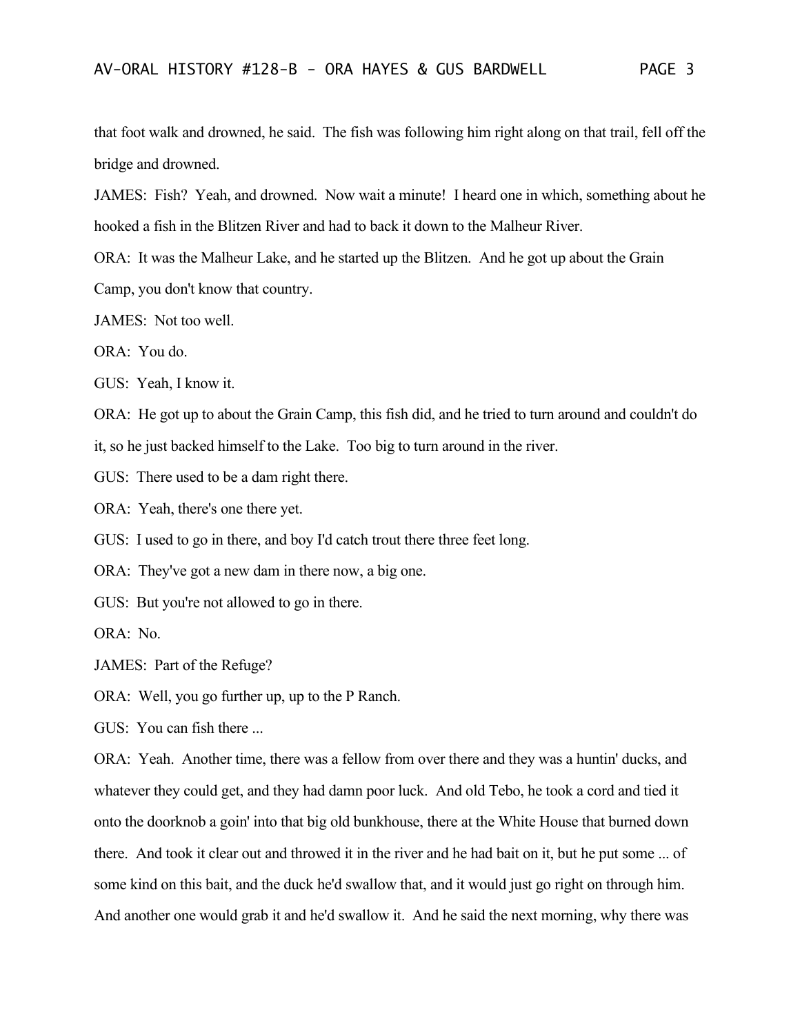that foot walk and drowned, he said. The fish was following him right along on that trail, fell off the bridge and drowned.

JAMES: Fish? Yeah, and drowned. Now wait a minute! I heard one in which, something about he hooked a fish in the Blitzen River and had to back it down to the Malheur River.

ORA: It was the Malheur Lake, and he started up the Blitzen. And he got up about the Grain Camp, you don't know that country.

JAMES: Not too well.

ORA: You do.

GUS: Yeah, I know it.

ORA: He got up to about the Grain Camp, this fish did, and he tried to turn around and couldn't do it, so he just backed himself to the Lake. Too big to turn around in the river.

GUS: There used to be a dam right there.

ORA: Yeah, there's one there yet.

GUS: I used to go in there, and boy I'd catch trout there three feet long.

ORA: They've got a new dam in there now, a big one.

GUS: But you're not allowed to go in there.

ORA: No.

JAMES: Part of the Refuge?

ORA: Well, you go further up, up to the P Ranch.

GUS: You can fish there ...

ORA: Yeah. Another time, there was a fellow from over there and they was a huntin' ducks, and whatever they could get, and they had damn poor luck. And old Tebo, he took a cord and tied it onto the doorknob a goin' into that big old bunkhouse, there at the White House that burned down there. And took it clear out and throwed it in the river and he had bait on it, but he put some ... of some kind on this bait, and the duck he'd swallow that, and it would just go right on through him. And another one would grab it and he'd swallow it. And he said the next morning, why there was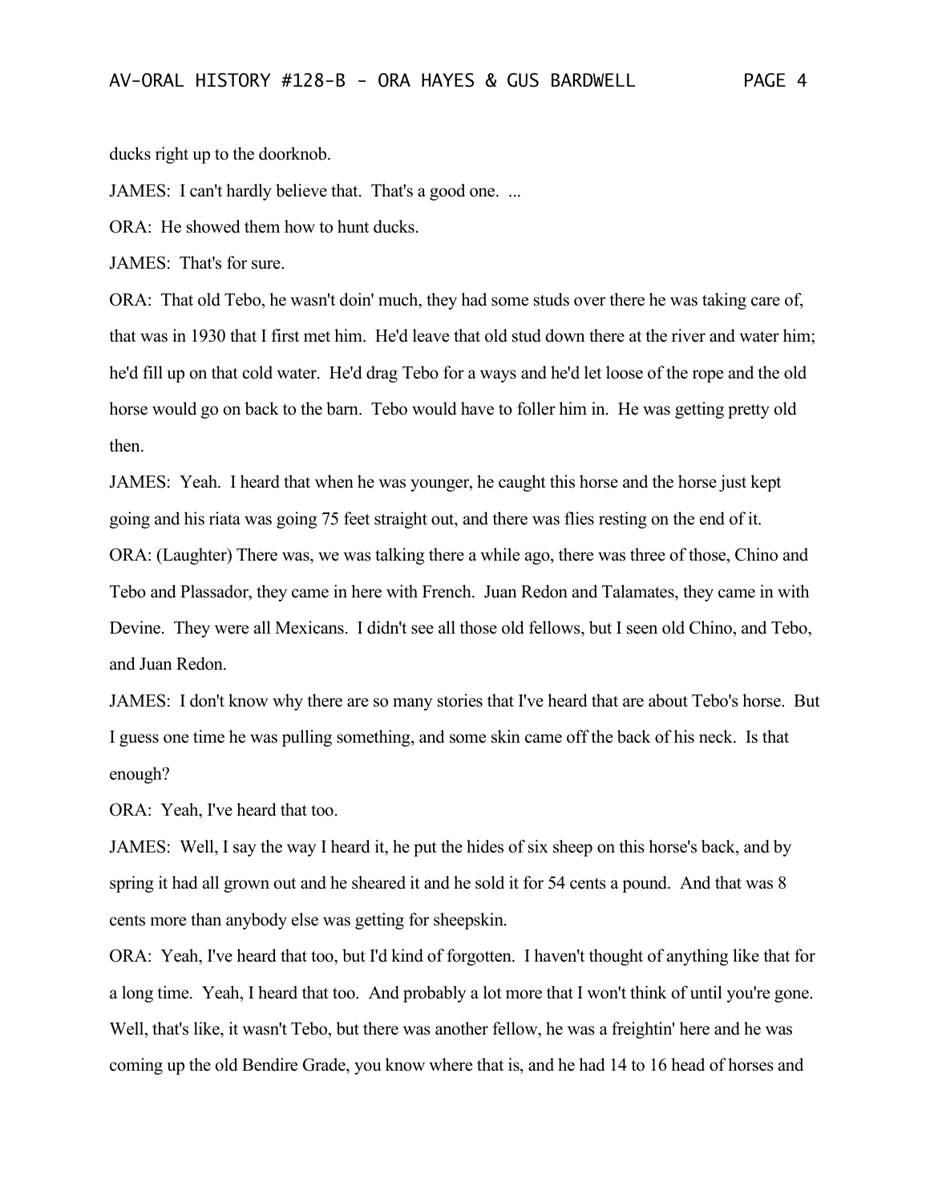ducks right up to the doorknob.

JAMES: I can't hardly believe that. That's a good one. ...

ORA: He showed them how to hunt ducks.

JAMES: That's for sure.

ORA: That old Tebo, he wasn't doin' much, they had some studs over there he was taking care of, that was in 1930 that I first met him. He'd leave that old stud down there at the river and water him; he'd fill up on that cold water. He'd drag Tebo for a ways and he'd let loose of the rope and the old horse would go on back to the barn. Tebo would have to foller him in. He was getting pretty old then.

JAMES: Yeah. I heard that when he was younger, he caught this horse and the horse just kept going and his riata was going 75 feet straight out, and there was flies resting on the end of it.

ORA: (Laughter) There was, we was talking there a while ago, there was three of those, Chino and Tebo and Plassador, they came in here with French. Juan Redon and Talamates, they came in with Devine. They were all Mexicans. I didn't see all those old fellows, but I seen old Chino, and Tebo, and Juan Redon.

JAMES: I don't know why there are so many stories that I've heard that are about Tebo's horse. But I guess one time he was pulling something, and some skin came off the back of his neck. Is that enough?

ORA: Yeah, I've heard that too.

JAMES: Well, I say the way I heard it, he put the hides of six sheep on this horse's back, and by spring it had all grown out and he sheared it and he sold it for 54 cents a pound. And that was 8 cents more than anybody else was getting for sheepskin.

ORA: Yeah, I've heard that too, but I'd kind of forgotten. I haven't thought of anything like that for a long time. Yeah, I heard that too. And probably a lot more that I won't think of until you're gone. Well, that's like, it wasn't Tebo, but there was another fellow, he was a freightin' here and he was coming up the old Bendire Grade, you know where that is, and he had 14 to 16 head of horses and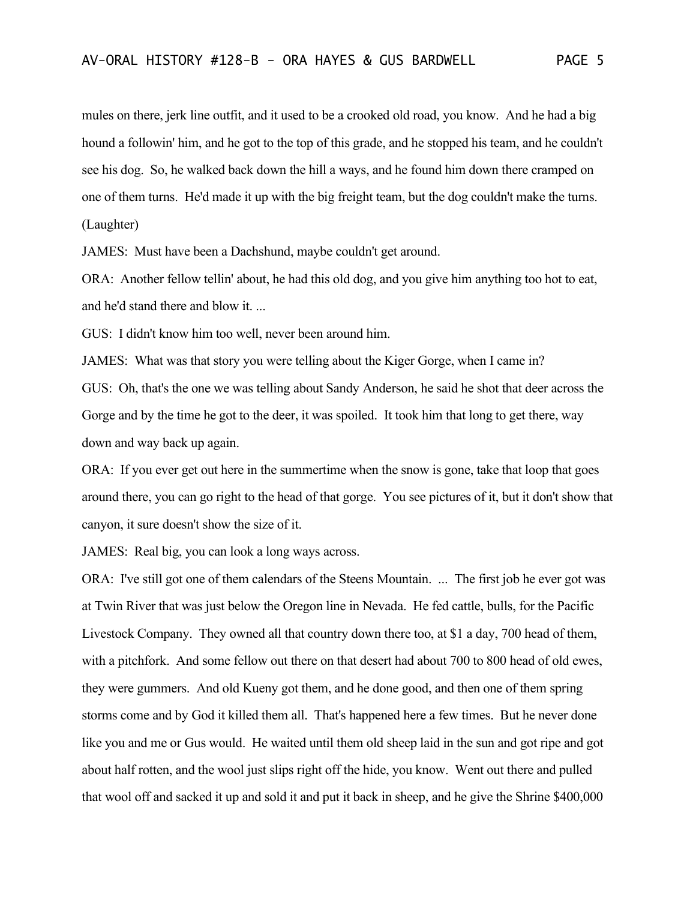mules on there, jerk line outfit, and it used to be a crooked old road, you know. And he had a big hound a followin' him, and he got to the top of this grade, and he stopped his team, and he couldn't see his dog. So, he walked back down the hill a ways, and he found him down there cramped on one of them turns. He'd made it up with the big freight team, but the dog couldn't make the turns. (Laughter)

JAMES: Must have been a Dachshund, maybe couldn't get around.

ORA: Another fellow tellin' about, he had this old dog, and you give him anything too hot to eat, and he'd stand there and blow it. ...

GUS: I didn't know him too well, never been around him.

JAMES: What was that story you were telling about the Kiger Gorge, when I came in?

GUS: Oh, that's the one we was telling about Sandy Anderson, he said he shot that deer across the Gorge and by the time he got to the deer, it was spoiled. It took him that long to get there, way down and way back up again.

ORA: If you ever get out here in the summertime when the snow is gone, take that loop that goes around there, you can go right to the head of that gorge. You see pictures of it, but it don't show that canyon, it sure doesn't show the size of it.

JAMES: Real big, you can look a long ways across.

ORA: I've still got one of them calendars of the Steens Mountain. ... The first job he ever got was at Twin River that was just below the Oregon line in Nevada. He fed cattle, bulls, for the Pacific Livestock Company. They owned all that country down there too, at $1 a day, 700 head of them, with a pitchfork. And some fellow out there on that desert had about 700 to 800 head of old ewes, they were gummers. And old Kueny got them, and he done good, and then one of them spring storms come and by God it killed them all. That's happened here a few times. But he never done like you and me or Gus would. He waited until them old sheep laid in the sun and got ripe and got about half rotten, and the wool just slips right off the hide, you know. Went out there and pulled that wool off and sacked it up and sold it and put it back in sheep, and he give the Shrine $400,000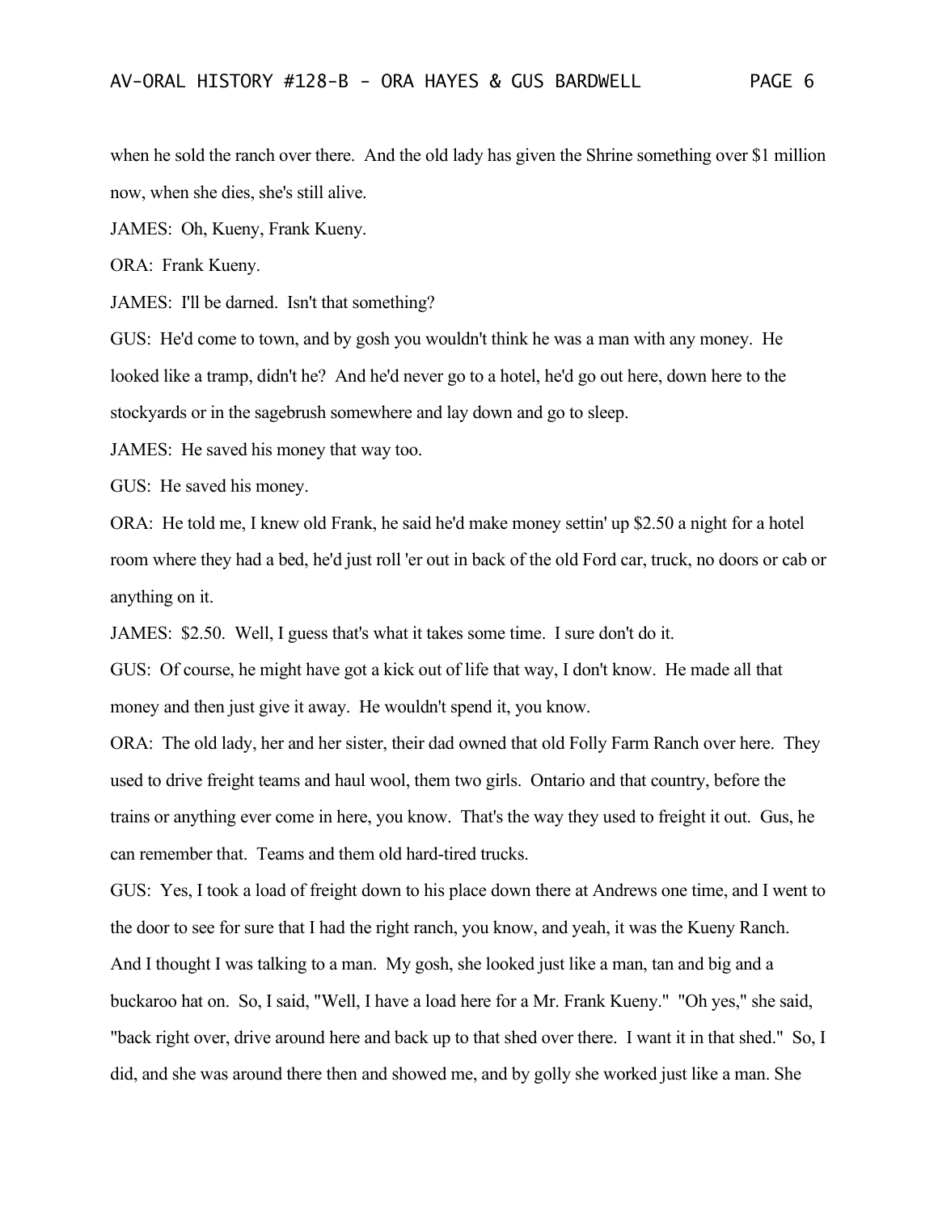when he sold the ranch over there. And the old lady has given the Shrine something over $1 million now, when she dies, she's still alive.

JAMES: Oh, Kueny, Frank Kueny.

ORA: Frank Kueny.

JAMES: I'll be darned. Isn't that something?

GUS: He'd come to town, and by gosh you wouldn't think he was a man with any money. He looked like a tramp, didn't he? And he'd never go to a hotel, he'd go out here, down here to the stockyards or in the sagebrush somewhere and lay down and go to sleep.

JAMES: He saved his money that way too.

GUS: He saved his money.

ORA: He told me, I knew old Frank, he said he'd make money settin' up $2.50 a night for a hotel room where they had a bed, he'd just roll 'er out in back of the old Ford car, truck, no doors or cab or anything on it.

JAMES: $2.50. Well, I guess that's what it takes some time. I sure don't do it.

GUS: Of course, he might have got a kick out of life that way, I don't know. He made all that money and then just give it away. He wouldn't spend it, you know.

ORA: The old lady, her and her sister, their dad owned that old Folly Farm Ranch over here. They used to drive freight teams and haul wool, them two girls. Ontario and that country, before the trains or anything ever come in here, you know. That's the way they used to freight it out. Gus, he can remember that. Teams and them old hard-tired trucks.

GUS: Yes, I took a load of freight down to his place down there at Andrews one time, and I went to the door to see for sure that I had the right ranch, you know, and yeah, it was the Kueny Ranch. And I thought I was talking to a man. My gosh, she looked just like a man, tan and big and a buckaroo hat on. So, I said, "Well, I have a load here for a Mr. Frank Kueny." "Oh yes," she said, "back right over, drive around here and back up to that shed over there. I want it in that shed." So, I did, and she was around there then and showed me, and by golly she worked just like a man. She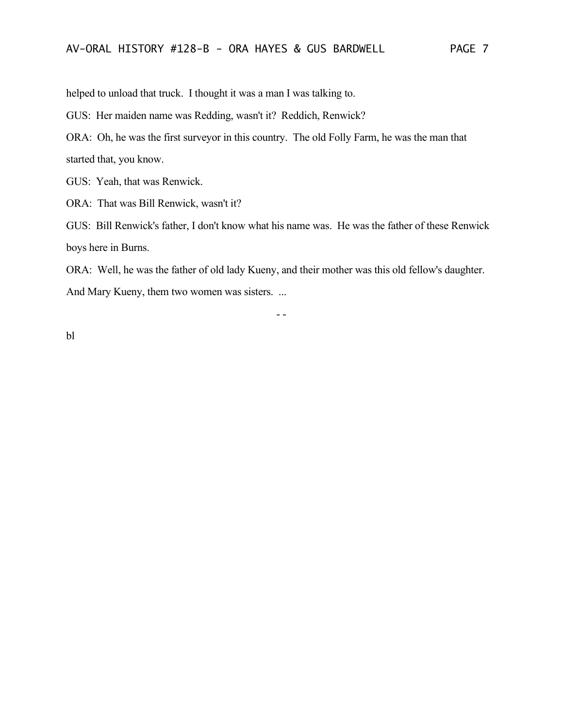helped to unload that truck. I thought it was a man I was talking to.

GUS: Her maiden name was Redding, wasn't it? Reddich, Renwick?

ORA: Oh, he was the first surveyor in this country. The old Folly Farm, he was the man that started that, you know.

GUS: Yeah, that was Renwick.

ORA: That was Bill Renwick, wasn't it?

GUS: Bill Renwick's father, I don't know what his name was. He was the father of these Renwick boys here in Burns.

ORA: Well, he was the father of old lady Kueny, and their mother was this old fellow's daughter. And Mary Kueny, them two women was sisters. ...

- -

bl